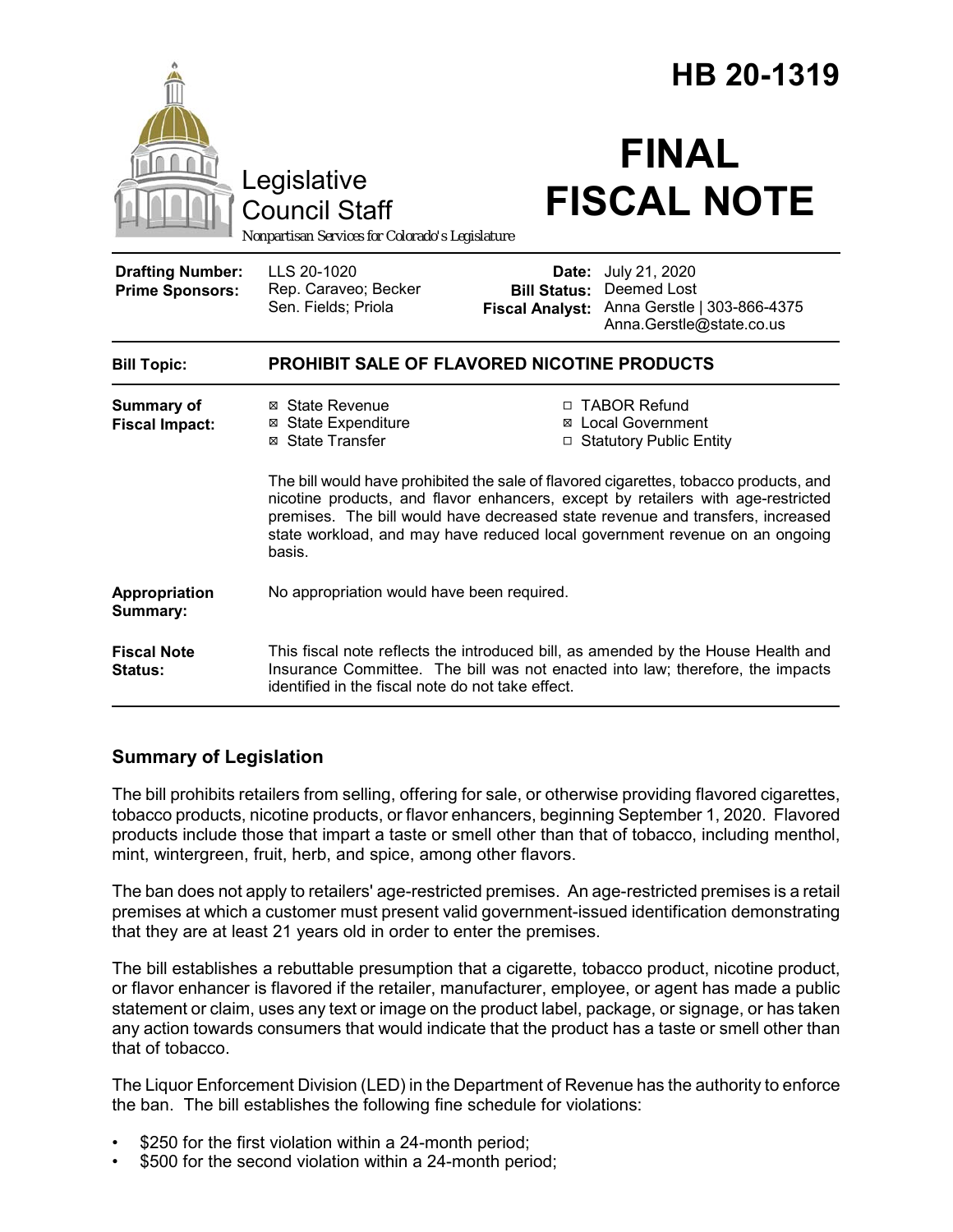# HB 20-1319

Legislative Council Staff

*Nonpartisan Services for Colorado's Legislature*

# FINAL FISCAL NOTE

| | | | |
|---|---|---|---|
| **Drafting Number:** | LLS 20-1020 | **Date:** | July 21, 2020 |
| **Prime Sponsors:** | Rep. Caraveo; Becker<br>Sen. Fields; Priola | **Bill Status:** | Deemed Lost |
| | | **Fiscal Analyst:** | Anna Gerstle \| 303-866-4375<br>Anna.Gerstle@state.co.us |

| | |
|---|---|
| **Bill Topic:** | **PROHIBIT SALE OF FLAVORED NICOTINE PRODUCTS** |
| **Summary of Fiscal Impact:** | ☒ State Revenue ☐ TABOR Refund<br>☒ State Expenditure ☒ Local Government<br>☒ State Transfer ☐ Statutory Public Entity<br><br>The bill would have prohibited the sale of flavored cigarettes, tobacco products, and nicotine products, and flavor enhancers, except by retailers with age-restricted premises. The bill would have decreased state revenue and transfers, increased state workload, and may have reduced local government revenue on an ongoing basis. |
| **Appropriation Summary:** | No appropriation would have been required. |
| **Fiscal Note Status:** | This fiscal note reflects the introduced bill, as amended by the House Health and Insurance Committee. The bill was not enacted into law; therefore, the impacts identified in the fiscal note do not take effect. |

## Summary of Legislation

The bill prohibits retailers from selling, offering for sale, or otherwise providing flavored cigarettes, tobacco products, nicotine products, or flavor enhancers, beginning September 1, 2020. Flavored products include those that impart a taste or smell other than that of tobacco, including menthol, mint, wintergreen, fruit, herb, and spice, among other flavors.

The ban does not apply to retailers' age-restricted premises. An age-restricted premises is a retail premises at which a customer must present valid government-issued identification demonstrating that they are at least 21 years old in order to enter the premises.

The bill establishes a rebuttable presumption that a cigarette, tobacco product, nicotine product, or flavor enhancer is flavored if the retailer, manufacturer, employee, or agent has made a public statement or claim, uses any text or image on the product label, package, or signage, or has taken any action towards consumers that would indicate that the product has a taste or smell other than that of tobacco.

The Liquor Enforcement Division (LED) in the Department of Revenue has the authority to enforce the ban. The bill establishes the following fine schedule for violations:

- $250 for the first violation within a 24-month period;
- $500 for the second violation within a 24-month period;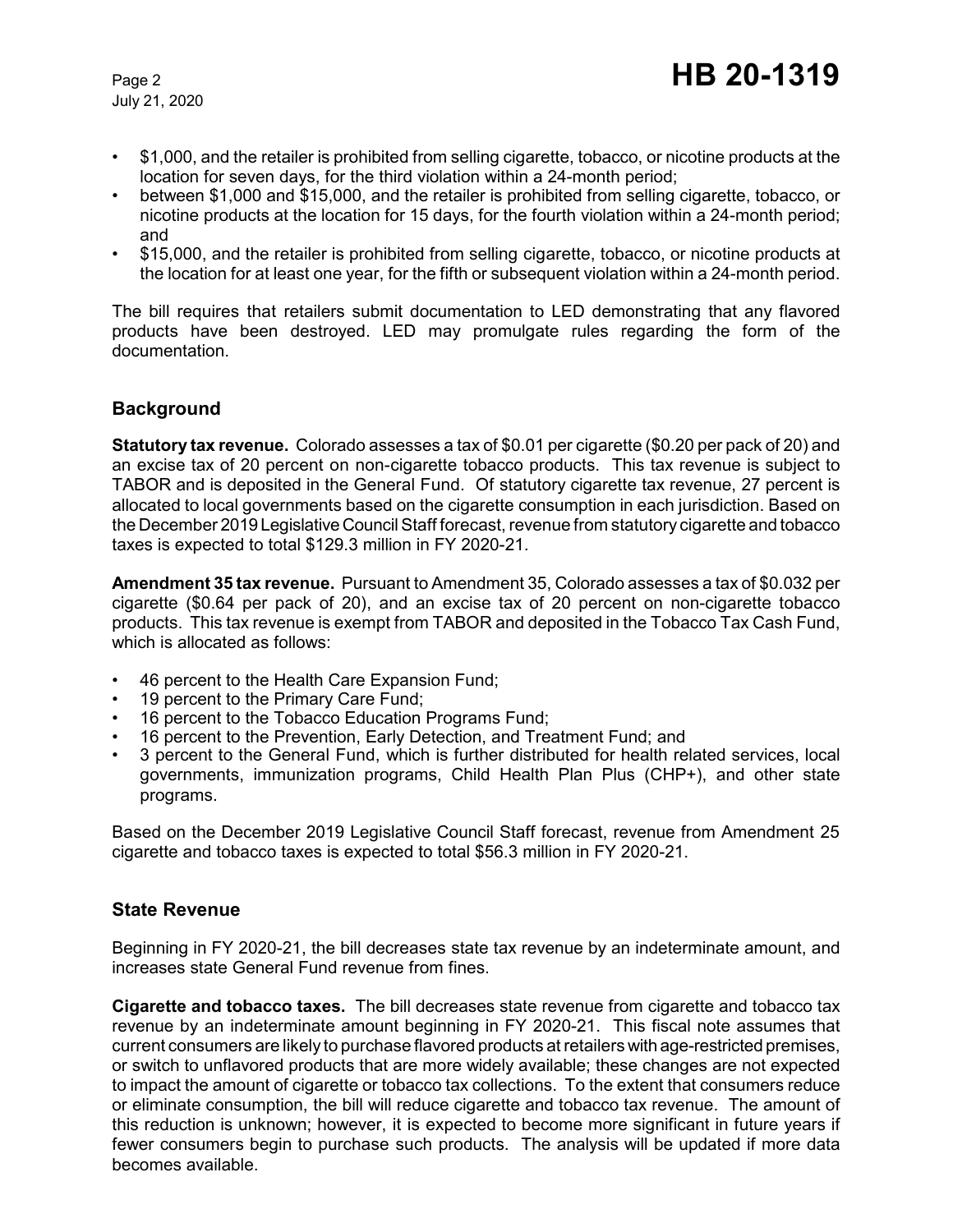- $1,000, and the retailer is prohibited from selling cigarette, tobacco, or nicotine products at the location for seven days, for the third violation within a 24-month period;
- between $1,000 and $15,000, and the retailer is prohibited from selling cigarette, tobacco, or nicotine products at the location for 15 days, for the fourth violation within a 24-month period; and
- $15,000, and the retailer is prohibited from selling cigarette, tobacco, or nicotine products at the location for at least one year, for the fifth or subsequent violation within a 24-month period.

The bill requires that retailers submit documentation to LED demonstrating that any flavored products have been destroyed. LED may promulgate rules regarding the form of the documentation.

## Background

**Statutory tax revenue.** Colorado assesses a tax of $0.01 per cigarette ($0.20 per pack of 20) and an excise tax of 20 percent on non-cigarette tobacco products. This tax revenue is subject to TABOR and is deposited in the General Fund. Of statutory cigarette tax revenue, 27 percent is allocated to local governments based on the cigarette consumption in each jurisdiction. Based on the December 2019 Legislative Council Staff forecast, revenue from statutory cigarette and tobacco taxes is expected to total $129.3 million in FY 2020-21.

**Amendment 35 tax revenue.** Pursuant to Amendment 35, Colorado assesses a tax of $0.032 per cigarette ($0.64 per pack of 20), and an excise tax of 20 percent on non-cigarette tobacco products. This tax revenue is exempt from TABOR and deposited in the Tobacco Tax Cash Fund, which is allocated as follows:

- 46 percent to the Health Care Expansion Fund;
- 19 percent to the Primary Care Fund;
- 16 percent to the Tobacco Education Programs Fund;
- 16 percent to the Prevention, Early Detection, and Treatment Fund; and
- 3 percent to the General Fund, which is further distributed for health related services, local governments, immunization programs, Child Health Plan Plus (CHP+), and other state programs.

Based on the December 2019 Legislative Council Staff forecast, revenue from Amendment 25 cigarette and tobacco taxes is expected to total $56.3 million in FY 2020-21.

## State Revenue

Beginning in FY 2020-21, the bill decreases state tax revenue by an indeterminate amount, and increases state General Fund revenue from fines.

**Cigarette and tobacco taxes.** The bill decreases state revenue from cigarette and tobacco tax revenue by an indeterminate amount beginning in FY 2020-21. This fiscal note assumes that current consumers are likely to purchase flavored products at retailers with age-restricted premises, or switch to unflavored products that are more widely available; these changes are not expected to impact the amount of cigarette or tobacco tax collections. To the extent that consumers reduce or eliminate consumption, the bill will reduce cigarette and tobacco tax revenue. The amount of this reduction is unknown; however, it is expected to become more significant in future years if fewer consumers begin to purchase such products. The analysis will be updated if more data becomes available.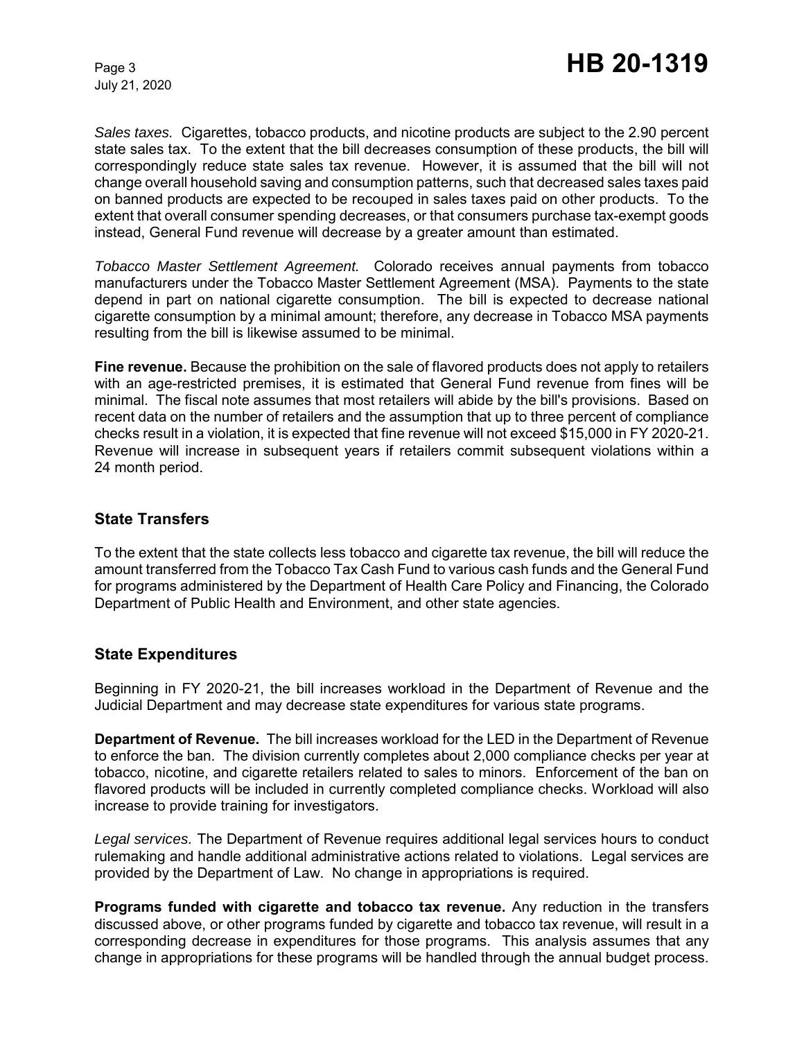*Sales taxes.* Cigarettes, tobacco products, and nicotine products are subject to the 2.90 percent state sales tax. To the extent that the bill decreases consumption of these products, the bill will correspondingly reduce state sales tax revenue. However, it is assumed that the bill will not change overall household saving and consumption patterns, such that decreased sales taxes paid on banned products are expected to be recouped in sales taxes paid on other products. To the extent that overall consumer spending decreases, or that consumers purchase tax-exempt goods instead, General Fund revenue will decrease by a greater amount than estimated.

*Tobacco Master Settlement Agreement.* Colorado receives annual payments from tobacco manufacturers under the Tobacco Master Settlement Agreement (MSA). Payments to the state depend in part on national cigarette consumption. The bill is expected to decrease national cigarette consumption by a minimal amount; therefore, any decrease in Tobacco MSA payments resulting from the bill is likewise assumed to be minimal.

**Fine revenue.** Because the prohibition on the sale of flavored products does not apply to retailers with an age-restricted premises, it is estimated that General Fund revenue from fines will be minimal. The fiscal note assumes that most retailers will abide by the bill's provisions. Based on recent data on the number of retailers and the assumption that up to three percent of compliance checks result in a violation, it is expected that fine revenue will not exceed $15,000 in FY 2020-21. Revenue will increase in subsequent years if retailers commit subsequent violations within a 24 month period.

## State Transfers

To the extent that the state collects less tobacco and cigarette tax revenue, the bill will reduce the amount transferred from the Tobacco Tax Cash Fund to various cash funds and the General Fund for programs administered by the Department of Health Care Policy and Financing, the Colorado Department of Public Health and Environment, and other state agencies.

## State Expenditures

Beginning in FY 2020-21, the bill increases workload in the Department of Revenue and the Judicial Department and may decrease state expenditures for various state programs.

**Department of Revenue.** The bill increases workload for the LED in the Department of Revenue to enforce the ban. The division currently completes about 2,000 compliance checks per year at tobacco, nicotine, and cigarette retailers related to sales to minors. Enforcement of the ban on flavored products will be included in currently completed compliance checks. Workload will also increase to provide training for investigators.

*Legal services.* The Department of Revenue requires additional legal services hours to conduct rulemaking and handle additional administrative actions related to violations. Legal services are provided by the Department of Law. No change in appropriations is required.

**Programs funded with cigarette and tobacco tax revenue.** Any reduction in the transfers discussed above, or other programs funded by cigarette and tobacco tax revenue, will result in a corresponding decrease in expenditures for those programs. This analysis assumes that any change in appropriations for these programs will be handled through the annual budget process.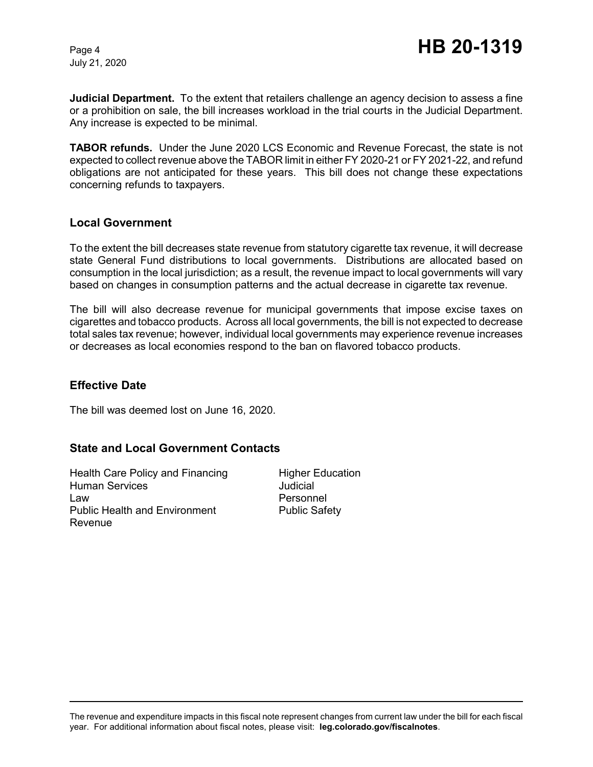**Judicial Department.** To the extent that retailers challenge an agency decision to assess a fine or a prohibition on sale, the bill increases workload in the trial courts in the Judicial Department. Any increase is expected to be minimal.

**TABOR refunds.** Under the June 2020 LCS Economic and Revenue Forecast, the state is not expected to collect revenue above the TABOR limit in either FY 2020-21 or FY 2021-22, and refund obligations are not anticipated for these years. This bill does not change these expectations concerning refunds to taxpayers.

## Local Government

To the extent the bill decreases state revenue from statutory cigarette tax revenue, it will decrease state General Fund distributions to local governments. Distributions are allocated based on consumption in the local jurisdiction; as a result, the revenue impact to local governments will vary based on changes in consumption patterns and the actual decrease in cigarette tax revenue.

The bill will also decrease revenue for municipal governments that impose excise taxes on cigarettes and tobacco products. Across all local governments, the bill is not expected to decrease total sales tax revenue; however, individual local governments may experience revenue increases or decreases as local economies respond to the ban on flavored tobacco products.

## Effective Date

The bill was deemed lost on June 16, 2020.

## State and Local Government Contacts

Health Care Policy and Financing
Higher Education
Human Services
Judicial
Law
Personnel
Public Health and Environment
Public Safety
Revenue

The revenue and expenditure impacts in this fiscal note represent changes from current law under the bill for each fiscal year. For additional information about fiscal notes, please visit: **leg.colorado.gov/fiscalnotes**.